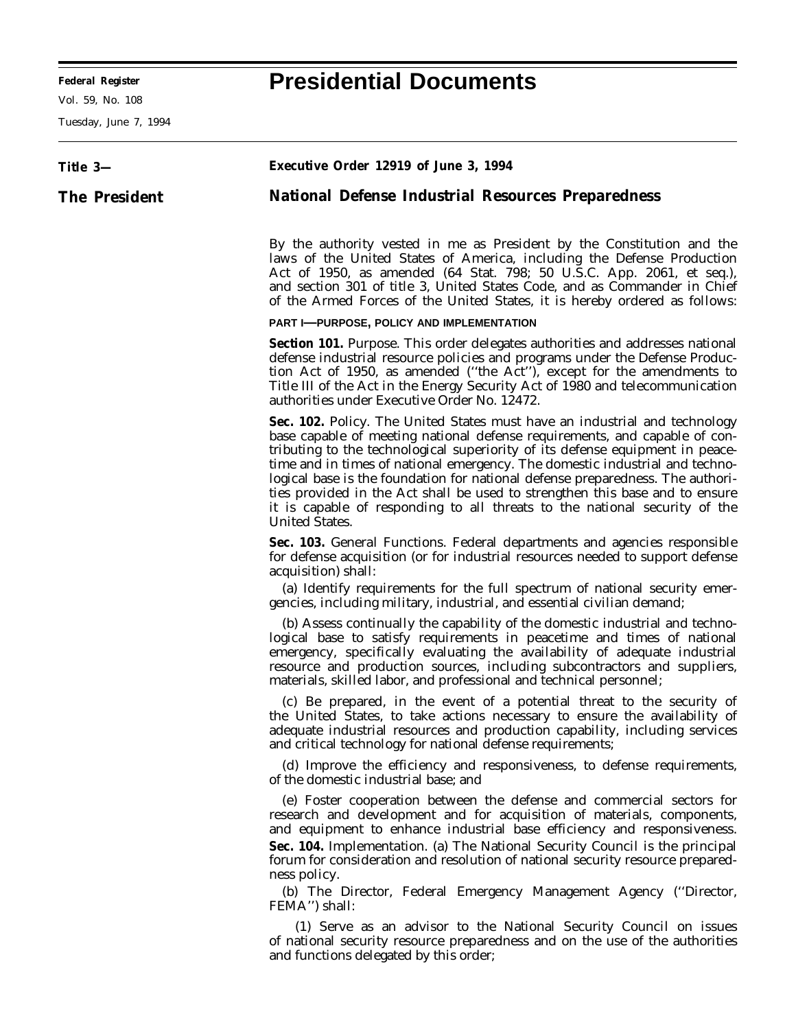# Presidential Documents

**Title 3—**

**The President**

## Executive Order 12919 of June 3, 1994

## National Defense Industrial Resources Preparedness

By the authority vested in me as President by the Constitution and the laws of the United States of America, including the Defense Production Act of 1950, as amended (64 Stat. 798; 50 U.S.C. App. 2061, et seq.), and section 301 of title 3, United States Code, and as Commander in Chief of the Armed Forces of the United States, it is hereby ordered as follows:

### PART I—PURPOSE, POLICY AND IMPLEMENTATION

**Section 101.** Purpose. This order delegates authorities and addresses national defense industrial resource policies and programs under the Defense Production Act of 1950, as amended (''the Act''), except for the amendments to Title III of the Act in the Energy Security Act of 1980 and telecommunication authorities under Executive Order No. 12472.

**Sec. 102.** Policy. The United States must have an industrial and technology base capable of meeting national defense requirements, and capable of contributing to the technological superiority of its defense equipment in peacetime and in times of national emergency. The domestic industrial and technological base is the foundation for national defense preparedness. The authorities provided in the Act shall be used to strengthen this base and to ensure it is capable of responding to all threats to the national security of the United States.

**Sec. 103.** General Functions. Federal departments and agencies responsible for defense acquisition (or for industrial resources needed to support defense acquisition) shall:

(a) Identify requirements for the full spectrum of national security emergencies, including military, industrial, and essential civilian demand;

(b) Assess continually the capability of the domestic industrial and technological base to satisfy requirements in peacetime and times of national emergency, specifically evaluating the availability of adequate industrial resource and production sources, including subcontractors and suppliers, materials, skilled labor, and professional and technical personnel;

(c) Be prepared, in the event of a potential threat to the security of the United States, to take actions necessary to ensure the availability of adequate industrial resources and production capability, including services and critical technology for national defense requirements;

(d) Improve the efficiency and responsiveness, to defense requirements, of the domestic industrial base; and

(e) Foster cooperation between the defense and commercial sectors for research and development and for acquisition of materials, components, and equipment to enhance industrial base efficiency and responsiveness.

**Sec. 104.** Implementation. (a) The National Security Council is the principal forum for consideration and resolution of national security resource preparedness policy.

(b) The Director, Federal Emergency Management Agency (''Director, FEMA'') shall:

(1) Serve as an advisor to the National Security Council on issues of national security resource preparedness and on the use of the authorities and functions delegated by this order;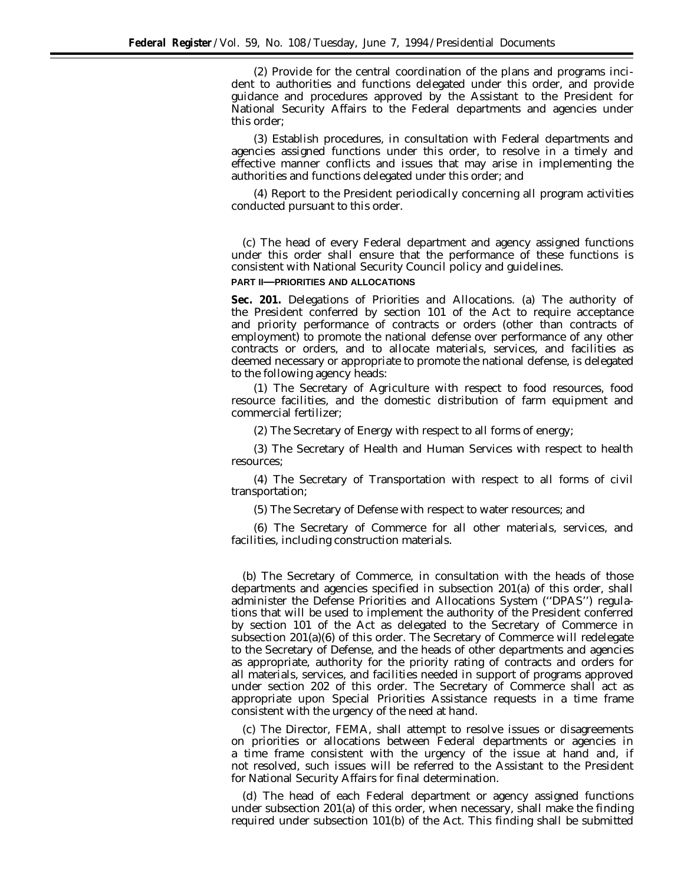(2) Provide for the central coordination of the plans and programs incident to authorities and functions delegated under this order, and provide guidance and procedures approved by the Assistant to the President for National Security Affairs to the Federal departments and agencies under this order;

(3) Establish procedures, in consultation with Federal departments and agencies assigned functions under this order, to resolve in a timely and effective manner conflicts and issues that may arise in implementing the authorities and functions delegated under this order; and

(4) Report to the President periodically concerning all program activities conducted pursuant to this order.

(c) The head of every Federal department and agency assigned functions under this order shall ensure that the performance of these functions is consistent with National Security Council policy and guidelines.

**PART II—PRIORITIES AND ALLOCATIONS**

**Sec. 201.** Delegations of Priorities and Allocations. (a) The authority of the President conferred by section 101 of the Act to require acceptance and priority performance of contracts or orders (other than contracts of employment) to promote the national defense over performance of any other contracts or orders, and to allocate materials, services, and facilities as deemed necessary or appropriate to promote the national defense, is delegated to the following agency heads:

(1) The Secretary of Agriculture with respect to food resources, food resource facilities, and the domestic distribution of farm equipment and commercial fertilizer;

(2) The Secretary of Energy with respect to all forms of energy;

(3) The Secretary of Health and Human Services with respect to health resources;

(4) The Secretary of Transportation with respect to all forms of civil transportation;

(5) The Secretary of Defense with respect to water resources; and

(6) The Secretary of Commerce for all other materials, services, and facilities, including construction materials.

(b) The Secretary of Commerce, in consultation with the heads of those departments and agencies specified in subsection 201(a) of this order, shall administer the Defense Priorities and Allocations System (''DPAS'') regulations that will be used to implement the authority of the President conferred by section 101 of the Act as delegated to the Secretary of Commerce in subsection 201(a)(6) of this order. The Secretary of Commerce will redelegate to the Secretary of Defense, and the heads of other departments and agencies as appropriate, authority for the priority rating of contracts and orders for all materials, services, and facilities needed in support of programs approved under section 202 of this order. The Secretary of Commerce shall act as appropriate upon Special Priorities Assistance requests in a time frame consistent with the urgency of the need at hand.

(c) The Director, FEMA, shall attempt to resolve issues or disagreements on priorities or allocations between Federal departments or agencies in a time frame consistent with the urgency of the issue at hand and, if not resolved, such issues will be referred to the Assistant to the President for National Security Affairs for final determination.

(d) The head of each Federal department or agency assigned functions under subsection 201(a) of this order, when necessary, shall make the finding required under subsection 101(b) of the Act. This finding shall be submitted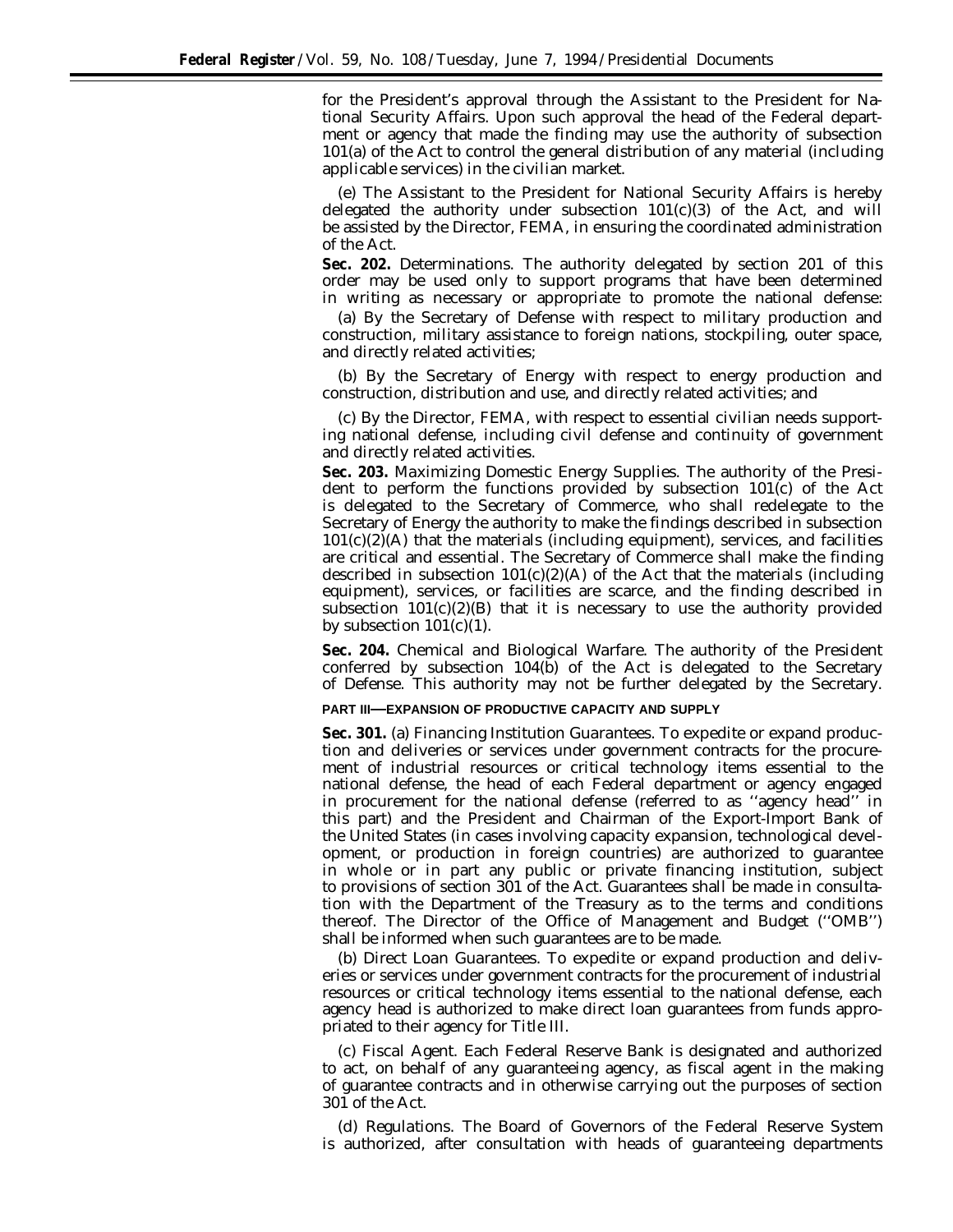for the President's approval through the Assistant to the President for National Security Affairs. Upon such approval the head of the Federal department or agency that made the finding may use the authority of subsection 101(a) of the Act to control the general distribution of any material (including applicable services) in the civilian market.

(e) The Assistant to the President for National Security Affairs is hereby delegated the authority under subsection 101(c)(3) of the Act, and will be assisted by the Director, FEMA, in ensuring the coordinated administration of the Act.

**Sec. 202.** *Determinations.* The authority delegated by section 201 of this order may be used only to support programs that have been determined in writing as necessary or appropriate to promote the national defense:

(a) By the Secretary of Defense with respect to military production and construction, military assistance to foreign nations, stockpiling, outer space, and directly related activities;

(b) By the Secretary of Energy with respect to energy production and construction, distribution and use, and directly related activities; and

(c) By the Director, FEMA, with respect to essential civilian needs supporting national defense, including civil defense and continuity of government and directly related activities.

**Sec. 203.** *Maximizing Domestic Energy Supplies.* The authority of the President to perform the functions provided by subsection 101(c) of the Act is delegated to the Secretary of Commerce, who shall redelegate to the Secretary of Energy the authority to make the findings described in subsection 101(c)(2)(A) that the materials (including equipment), services, and facilities are critical and essential. The Secretary of Commerce shall make the finding described in subsection 101(c)(2)(A) of the Act that the materials (including equipment), services, or facilities are scarce, and the finding described in subsection 101(c)(2)(B) that it is necessary to use the authority provided by subsection 101(c)(1).

**Sec. 204.** *Chemical and Biological Warfare.* The authority of the President conferred by subsection 104(b) of the Act is delegated to the Secretary of Defense. This authority may not be further delegated by the Secretary.

## PART III—EXPANSION OF PRODUCTIVE CAPACITY AND SUPPLY

**Sec. 301.** (a) *Financing Institution Guarantees.* To expedite or expand production and deliveries or services under government contracts for the procurement of industrial resources or critical technology items essential to the national defense, the head of each Federal department or agency engaged in procurement for the national defense (referred to as ''agency head'' in this part) and the President and Chairman of the Export-Import Bank of the United States (in cases involving capacity expansion, technological development, or production in foreign countries) are authorized to guarantee in whole or in part any public or private financing institution, subject to provisions of section 301 of the Act. Guarantees shall be made in consultation with the Department of the Treasury as to the terms and conditions thereof. The Director of the Office of Management and Budget (''OMB'') shall be informed when such guarantees are to be made.

(b) *Direct Loan Guarantees.* To expedite or expand production and deliveries or services under government contracts for the procurement of industrial resources or critical technology items essential to the national defense, each agency head is authorized to make direct loan guarantees from funds appropriated to their agency for Title III.

(c) *Fiscal Agent.* Each Federal Reserve Bank is designated and authorized to act, on behalf of any guaranteeing agency, as fiscal agent in the making of guarantee contracts and in otherwise carrying out the purposes of section 301 of the Act.

(d) *Regulations.* The Board of Governors of the Federal Reserve System is authorized, after consultation with heads of guaranteeing departments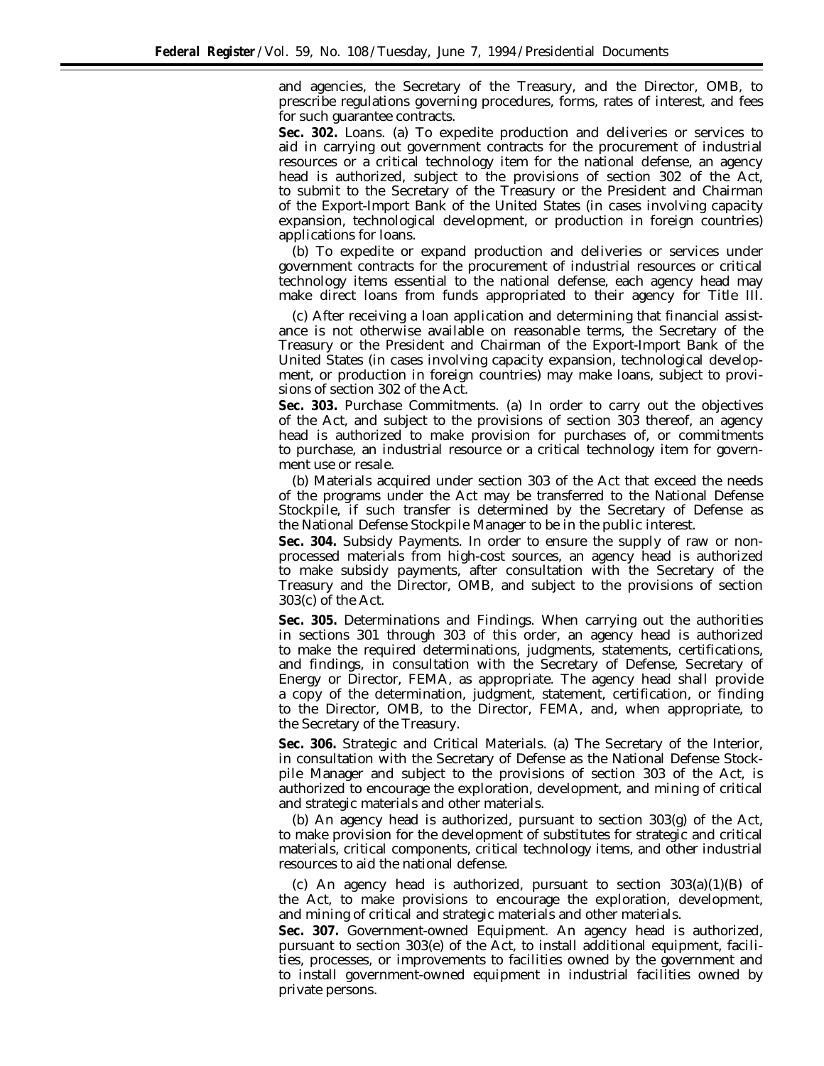and agencies, the Secretary of the Treasury, and the Director, OMB, to prescribe regulations governing procedures, forms, rates of interest, and fees for such guarantee contracts.

**Sec. 302.** Loans. (a) To expedite production and deliveries or services to aid in carrying out government contracts for the procurement of industrial resources or a critical technology item for the national defense, an agency head is authorized, subject to the provisions of section 302 of the Act, to submit to the Secretary of the Treasury or the President and Chairman of the Export-Import Bank of the United States (in cases involving capacity expansion, technological development, or production in foreign countries) applications for loans.

(b) To expedite or expand production and deliveries or services under government contracts for the procurement of industrial resources or critical technology items essential to the national defense, each agency head may make direct loans from funds appropriated to their agency for Title III.

(c) After receiving a loan application and determining that financial assistance is not otherwise available on reasonable terms, the Secretary of the Treasury or the President and Chairman of the Export-Import Bank of the United States (in cases involving capacity expansion, technological development, or production in foreign countries) may make loans, subject to provisions of section 302 of the Act.

**Sec. 303.** Purchase Commitments. (a) In order to carry out the objectives of the Act, and subject to the provisions of section 303 thereof, an agency head is authorized to make provision for purchases of, or commitments to purchase, an industrial resource or a critical technology item for government use or resale.

(b) Materials acquired under section 303 of the Act that exceed the needs of the programs under the Act may be transferred to the National Defense Stockpile, if such transfer is determined by the Secretary of Defense as the National Defense Stockpile Manager to be in the public interest.

**Sec. 304.** Subsidy Payments. In order to ensure the supply of raw or non-processed materials from high-cost sources, an agency head is authorized to make subsidy payments, after consultation with the Secretary of the Treasury and the Director, OMB, and subject to the provisions of section 303(c) of the Act.

**Sec. 305.** Determinations and Findings. When carrying out the authorities in sections 301 through 303 of this order, an agency head is authorized to make the required determinations, judgments, statements, certifications, and findings, in consultation with the Secretary of Defense, Secretary of Energy or Director, FEMA, as appropriate. The agency head shall provide a copy of the determination, judgment, statement, certification, or finding to the Director, OMB, to the Director, FEMA, and, when appropriate, to the Secretary of the Treasury.

**Sec. 306.** Strategic and Critical Materials. (a) The Secretary of the Interior, in consultation with the Secretary of Defense as the National Defense Stockpile Manager and subject to the provisions of section 303 of the Act, is authorized to encourage the exploration, development, and mining of critical and strategic materials and other materials.

(b) An agency head is authorized, pursuant to section 303(g) of the Act, to make provision for the development of substitutes for strategic and critical materials, critical components, critical technology items, and other industrial resources to aid the national defense.

(c) An agency head is authorized, pursuant to section 303(a)(1)(B) of the Act, to make provisions to encourage the exploration, development, and mining of critical and strategic materials and other materials.

**Sec. 307.** Government-owned Equipment. An agency head is authorized, pursuant to section 303(e) of the Act, to install additional equipment, facilities, processes, or improvements to facilities owned by the government and to install government-owned equipment in industrial facilities owned by private persons.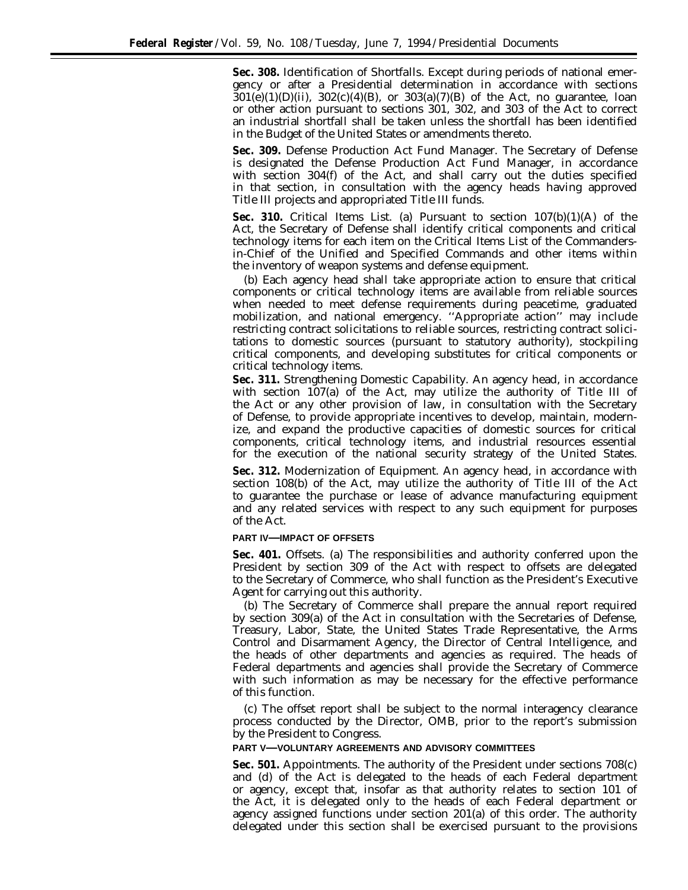**Sec. 308.** Identification of Shortfalls. Except during periods of national emergency or after a Presidential determination in accordance with sections 301(e)(1)(D)(ii), 302(c)(4)(B), or 303(a)(7)(B) of the Act, no guarantee, loan or other action pursuant to sections 301, 302, and 303 of the Act to correct an industrial shortfall shall be taken unless the shortfall has been identified in the Budget of the United States or amendments thereto.

**Sec. 309.** Defense Production Act Fund Manager. The Secretary of Defense is designated the Defense Production Act Fund Manager, in accordance with section 304(f) of the Act, and shall carry out the duties specified in that section, in consultation with the agency heads having approved Title III projects and appropriated Title III funds.

**Sec. 310.** Critical Items List. (a) Pursuant to section 107(b)(1)(A) of the Act, the Secretary of Defense shall identify critical components and critical technology items for each item on the Critical Items List of the Commanders-in-Chief of the Unified and Specified Commands and other items within the inventory of weapon systems and defense equipment.

(b) Each agency head shall take appropriate action to ensure that critical components or critical technology items are available from reliable sources when needed to meet defense requirements during peacetime, graduated mobilization, and national emergency. ''Appropriate action'' may include restricting contract solicitations to reliable sources, restricting contract solicitations to domestic sources (pursuant to statutory authority), stockpiling critical components, and developing substitutes for critical components or critical technology items.

**Sec. 311.** Strengthening Domestic Capability. An agency head, in accordance with section 107(a) of the Act, may utilize the authority of Title III of the Act or any other provision of law, in consultation with the Secretary of Defense, to provide appropriate incentives to develop, maintain, modernize, and expand the productive capacities of domestic sources for critical components, critical technology items, and industrial resources essential for the execution of the national security strategy of the United States.

**Sec. 312.** Modernization of Equipment. An agency head, in accordance with section 108(b) of the Act, may utilize the authority of Title III of the Act to guarantee the purchase or lease of advance manufacturing equipment and any related services with respect to any such equipment for purposes of the Act.

### PART IV—IMPACT OF OFFSETS

**Sec. 401.** Offsets. (a) The responsibilities and authority conferred upon the President by section 309 of the Act with respect to offsets are delegated to the Secretary of Commerce, who shall function as the President's Executive Agent for carrying out this authority.

(b) The Secretary of Commerce shall prepare the annual report required by section 309(a) of the Act in consultation with the Secretaries of Defense, Treasury, Labor, State, the United States Trade Representative, the Arms Control and Disarmament Agency, the Director of Central Intelligence, and the heads of other departments and agencies as required. The heads of Federal departments and agencies shall provide the Secretary of Commerce with such information as may be necessary for the effective performance of this function.

(c) The offset report shall be subject to the normal interagency clearance process conducted by the Director, OMB, prior to the report's submission by the President to Congress.

### PART V—VOLUNTARY AGREEMENTS AND ADVISORY COMMITTEES

**Sec. 501.** Appointments. The authority of the President under sections 708(c) and (d) of the Act is delegated to the heads of each Federal department or agency, except that, insofar as that authority relates to section 101 of the Act, it is delegated only to the heads of each Federal department or agency assigned functions under section 201(a) of this order. The authority delegated under this section shall be exercised pursuant to the provisions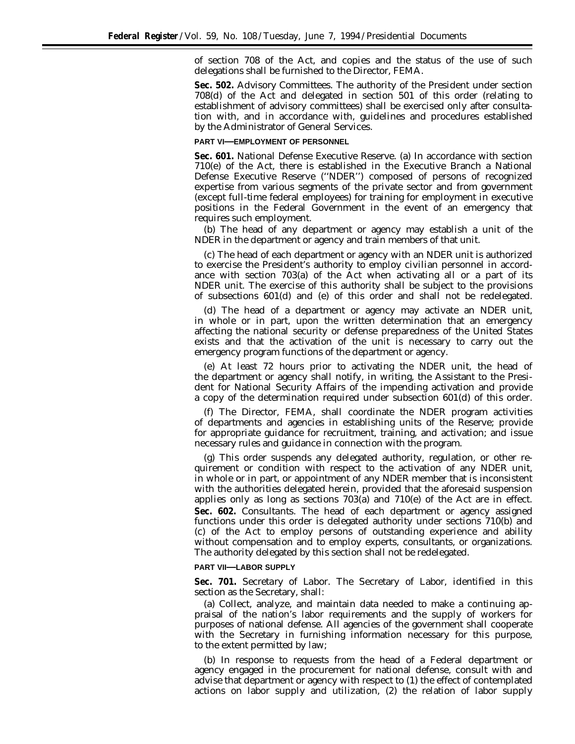of section 708 of the Act, and copies and the status of the use of such delegations shall be furnished to the Director, FEMA.

**Sec. 502.** Advisory Committees. The authority of the President under section 708(d) of the Act and delegated in section 501 of this order (relating to establishment of advisory committees) shall be exercised only after consultation with, and in accordance with, guidelines and procedures established by the Administrator of General Services.

## PART VI—EMPLOYMENT OF PERSONNEL

**Sec. 601.** National Defense Executive Reserve. (a) In accordance with section 710(e) of the Act, there is established in the Executive Branch a National Defense Executive Reserve (''NDER'') composed of persons of recognized expertise from various segments of the private sector and from government (except full-time federal employees) for training for employment in executive positions in the Federal Government in the event of an emergency that requires such employment.

(b) The head of any department or agency may establish a unit of the NDER in the department or agency and train members of that unit.

(c) The head of each department or agency with an NDER unit is authorized to exercise the President's authority to employ civilian personnel in accordance with section 703(a) of the Act when activating all or a part of its NDER unit. The exercise of this authority shall be subject to the provisions of subsections 601(d) and (e) of this order and shall not be redelegated.

(d) The head of a department or agency may activate an NDER unit, in whole or in part, upon the written determination that an emergency affecting the national security or defense preparedness of the United States exists and that the activation of the unit is necessary to carry out the emergency program functions of the department or agency.

(e) At least 72 hours prior to activating the NDER unit, the head of the department or agency shall notify, in writing, the Assistant to the President for National Security Affairs of the impending activation and provide a copy of the determination required under subsection 601(d) of this order.

(f) The Director, FEMA, shall coordinate the NDER program activities of departments and agencies in establishing units of the Reserve; provide for appropriate guidance for recruitment, training, and activation; and issue necessary rules and guidance in connection with the program.

(g) This order suspends any delegated authority, regulation, or other requirement or condition with respect to the activation of any NDER unit, in whole or in part, or appointment of any NDER member that is inconsistent with the authorities delegated herein, provided that the aforesaid suspension applies only as long as sections 703(a) and 710(e) of the Act are in effect.

**Sec. 602.** Consultants. The head of each department or agency assigned functions under this order is delegated authority under sections 710(b) and (c) of the Act to employ persons of outstanding experience and ability without compensation and to employ experts, consultants, or organizations. The authority delegated by this section shall not be redelegated.

## PART VII—LABOR SUPPLY

**Sec. 701.** Secretary of Labor. The Secretary of Labor, identified in this section as the Secretary, shall:

(a) Collect, analyze, and maintain data needed to make a continuing appraisal of the nation's labor requirements and the supply of workers for purposes of national defense. All agencies of the government shall cooperate with the Secretary in furnishing information necessary for this purpose, to the extent permitted by law;

(b) In response to requests from the head of a Federal department or agency engaged in the procurement for national defense, consult with and advise that department or agency with respect to (1) the effect of contemplated actions on labor supply and utilization, (2) the relation of labor supply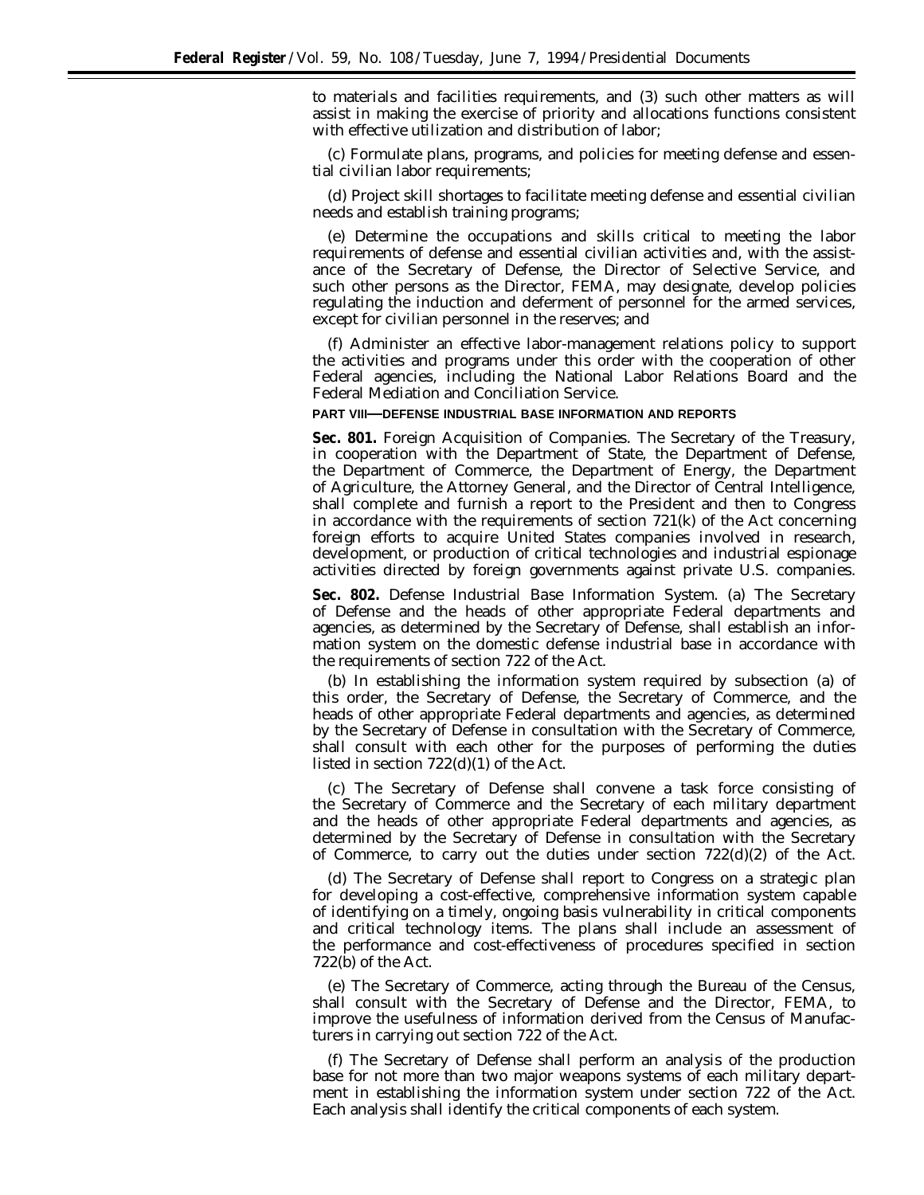to materials and facilities requirements, and (3) such other matters as will assist in making the exercise of priority and allocations functions consistent with effective utilization and distribution of labor;

(c) Formulate plans, programs, and policies for meeting defense and essential civilian labor requirements;

(d) Project skill shortages to facilitate meeting defense and essential civilian needs and establish training programs;

(e) Determine the occupations and skills critical to meeting the labor requirements of defense and essential civilian activities and, with the assistance of the Secretary of Defense, the Director of Selective Service, and such other persons as the Director, FEMA, may designate, develop policies regulating the induction and deferment of personnel for the armed services, except for civilian personnel in the reserves; and

(f) Administer an effective labor-management relations policy to support the activities and programs under this order with the cooperation of other Federal agencies, including the National Labor Relations Board and the Federal Mediation and Conciliation Service.

## PART VIII—DEFENSE INDUSTRIAL BASE INFORMATION AND REPORTS

**Sec. 801.** *Foreign Acquisition of Companies.* The Secretary of the Treasury, in cooperation with the Department of State, the Department of Defense, the Department of Commerce, the Department of Energy, the Department of Agriculture, the Attorney General, and the Director of Central Intelligence, shall complete and furnish a report to the President and then to Congress in accordance with the requirements of section 721(k) of the Act concerning foreign efforts to acquire United States companies involved in research, development, or production of critical technologies and industrial espionage activities directed by foreign governments against private U.S. companies.

**Sec. 802.** *Defense Industrial Base Information System.* (a) The Secretary of Defense and the heads of other appropriate Federal departments and agencies, as determined by the Secretary of Defense, shall establish an information system on the domestic defense industrial base in accordance with the requirements of section 722 of the Act.

(b) In establishing the information system required by subsection (a) of this order, the Secretary of Defense, the Secretary of Commerce, and the heads of other appropriate Federal departments and agencies, as determined by the Secretary of Defense in consultation with the Secretary of Commerce, shall consult with each other for the purposes of performing the duties listed in section 722(d)(1) of the Act.

(c) The Secretary of Defense shall convene a task force consisting of the Secretary of Commerce and the Secretary of each military department and the heads of other appropriate Federal departments and agencies, as determined by the Secretary of Defense in consultation with the Secretary of Commerce, to carry out the duties under section 722(d)(2) of the Act.

(d) The Secretary of Defense shall report to Congress on a strategic plan for developing a cost-effective, comprehensive information system capable of identifying on a timely, ongoing basis vulnerability in critical components and critical technology items. The plans shall include an assessment of the performance and cost-effectiveness of procedures specified in section 722(b) of the Act.

(e) The Secretary of Commerce, acting through the Bureau of the Census, shall consult with the Secretary of Defense and the Director, FEMA, to improve the usefulness of information derived from the Census of Manufacturers in carrying out section 722 of the Act.

(f) The Secretary of Defense shall perform an analysis of the production base for not more than two major weapons systems of each military department in establishing the information system under section 722 of the Act. Each analysis shall identify the critical components of each system.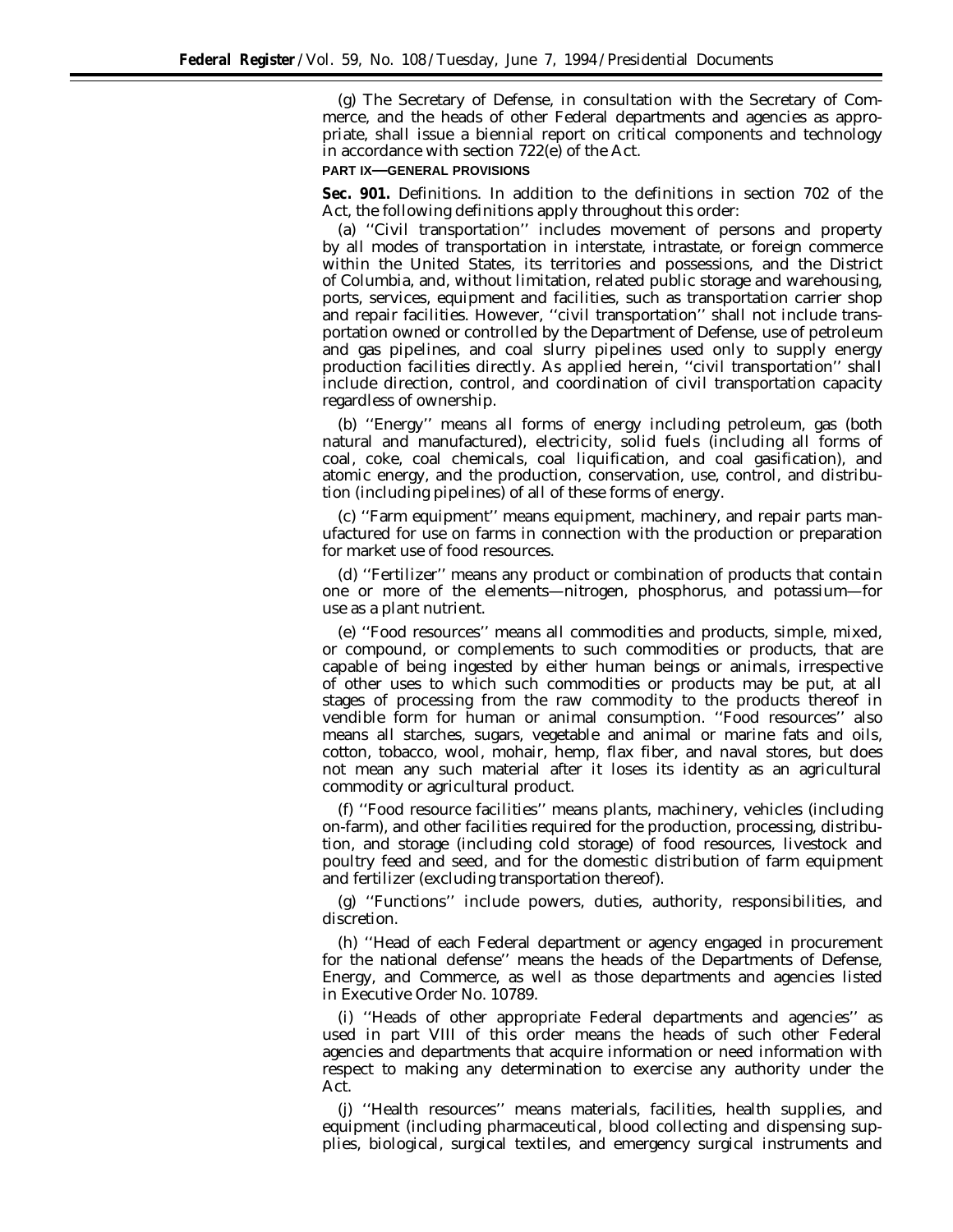(g) The Secretary of Defense, in consultation with the Secretary of Commerce, and the heads of other Federal departments and agencies as appropriate, shall issue a biennial report on critical components and technology in accordance with section 722(e) of the Act.

**PART IX—GENERAL PROVISIONS**

**Sec. 901.** Definitions. In addition to the definitions in section 702 of the Act, the following definitions apply throughout this order:

(a) ''Civil transportation'' includes movement of persons and property by all modes of transportation in interstate, intrastate, or foreign commerce within the United States, its territories and possessions, and the District of Columbia, and, without limitation, related public storage and warehousing, ports, services, equipment and facilities, such as transportation carrier shop and repair facilities. However, ''civil transportation'' shall not include transportation owned or controlled by the Department of Defense, use of petroleum and gas pipelines, and coal slurry pipelines used only to supply energy production facilities directly. As applied herein, ''civil transportation'' shall include direction, control, and coordination of civil transportation capacity regardless of ownership.

(b) ''Energy'' means all forms of energy including petroleum, gas (both natural and manufactured), electricity, solid fuels (including all forms of coal, coke, coal chemicals, coal liquification, and coal gasification), and atomic energy, and the production, conservation, use, control, and distribution (including pipelines) of all of these forms of energy.

(c) ''Farm equipment'' means equipment, machinery, and repair parts manufactured for use on farms in connection with the production or preparation for market use of food resources.

(d) ''Fertilizer'' means any product or combination of products that contain one or more of the elements—nitrogen, phosphorus, and potassium—for use as a plant nutrient.

(e) ''Food resources'' means all commodities and products, simple, mixed, or compound, or complements to such commodities or products, that are capable of being ingested by either human beings or animals, irrespective of other uses to which such commodities or products may be put, at all stages of processing from the raw commodity to the products thereof in vendible form for human or animal consumption. ''Food resources'' also means all starches, sugars, vegetable and animal or marine fats and oils, cotton, tobacco, wool, mohair, hemp, flax fiber, and naval stores, but does not mean any such material after it loses its identity as an agricultural commodity or agricultural product.

(f) ''Food resource facilities'' means plants, machinery, vehicles (including on-farm), and other facilities required for the production, processing, distribution, and storage (including cold storage) of food resources, livestock and poultry feed and seed, and for the domestic distribution of farm equipment and fertilizer (excluding transportation thereof).

(g) ''Functions'' include powers, duties, authority, responsibilities, and discretion.

(h) ''Head of each Federal department or agency engaged in procurement for the national defense'' means the heads of the Departments of Defense, Energy, and Commerce, as well as those departments and agencies listed in Executive Order No. 10789.

(i) ''Heads of other appropriate Federal departments and agencies'' as used in part VIII of this order means the heads of such other Federal agencies and departments that acquire information or need information with respect to making any determination to exercise any authority under the Act.

(j) ''Health resources'' means materials, facilities, health supplies, and equipment (including pharmaceutical, blood collecting and dispensing supplies, biological, surgical textiles, and emergency surgical instruments and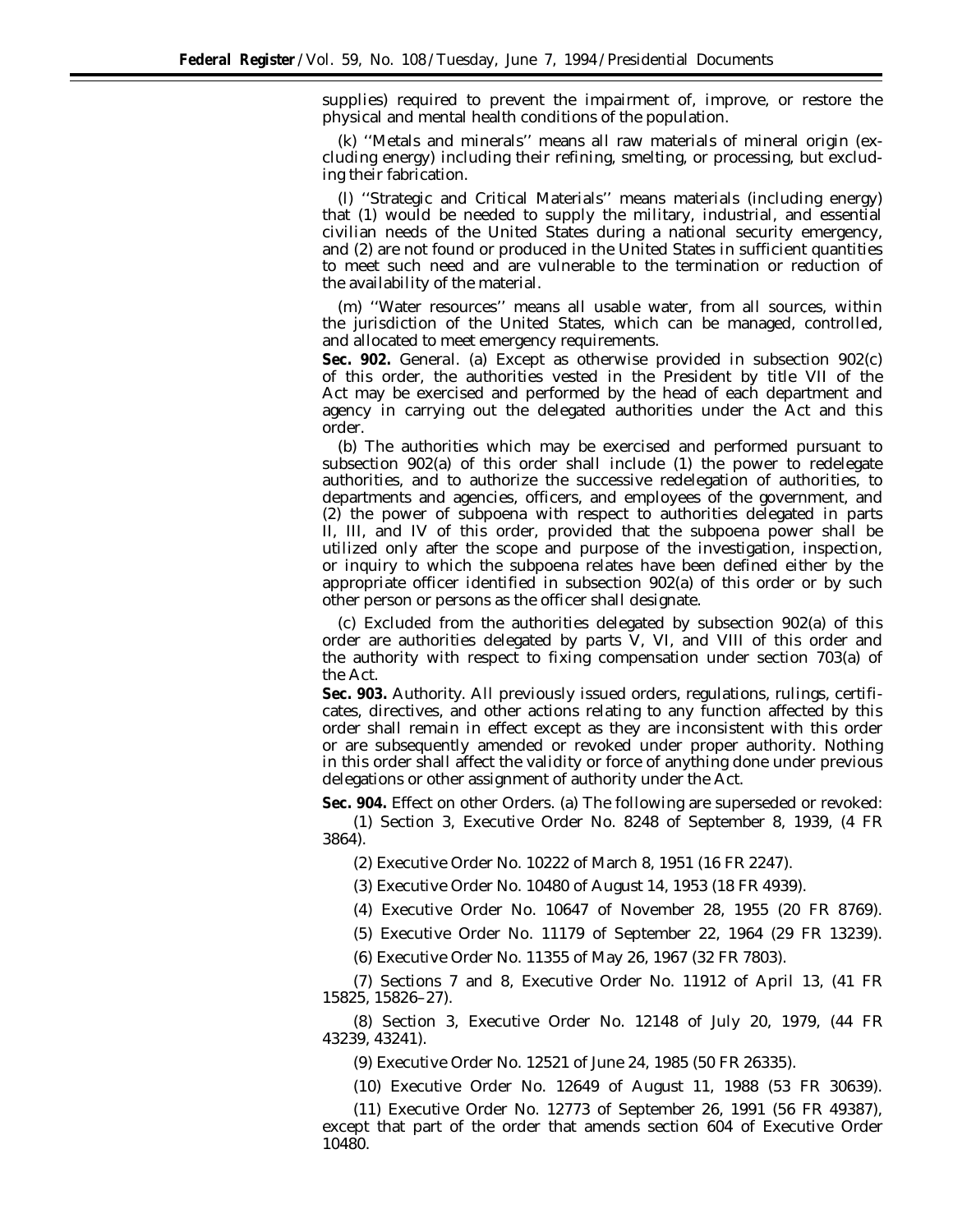supplies) required to prevent the impairment of, improve, or restore the physical and mental health conditions of the population.

(k) ''Metals and minerals'' means all raw materials of mineral origin (excluding energy) including their refining, smelting, or processing, but excluding their fabrication.

(l) ''Strategic and Critical Materials'' means materials (including energy) that (1) would be needed to supply the military, industrial, and essential civilian needs of the United States during a national security emergency, and (2) are not found or produced in the United States in sufficient quantities to meet such need and are vulnerable to the termination or reduction of the availability of the material.

(m) ''Water resources'' means all usable water, from all sources, within the jurisdiction of the United States, which can be managed, controlled, and allocated to meet emergency requirements.

**Sec. 902.** General. (a) Except as otherwise provided in subsection 902(c) of this order, the authorities vested in the President by title VII of the Act may be exercised and performed by the head of each department and agency in carrying out the delegated authorities under the Act and this order.

(b) The authorities which may be exercised and performed pursuant to subsection 902(a) of this order shall include (1) the power to redelegate authorities, and to authorize the successive redelegation of authorities, to departments and agencies, officers, and employees of the government, and (2) the power of subpoena with respect to authorities delegated in parts II, III, and IV of this order, provided that the subpoena power shall be utilized only after the scope and purpose of the investigation, inspection, or inquiry to which the subpoena relates have been defined either by the appropriate officer identified in subsection 902(a) of this order or by such other person or persons as the officer shall designate.

(c) Excluded from the authorities delegated by subsection 902(a) of this order are authorities delegated by parts V, VI, and VIII of this order and the authority with respect to fixing compensation under section 703(a) of the Act.

**Sec. 903.** Authority. All previously issued orders, regulations, rulings, certificates, directives, and other actions relating to any function affected by this order shall remain in effect except as they are inconsistent with this order or are subsequently amended or revoked under proper authority. Nothing in this order shall affect the validity or force of anything done under previous delegations or other assignment of authority under the Act.

**Sec. 904.** Effect on other Orders. (a) The following are superseded or revoked:

(1) Section 3, Executive Order No. 8248 of September 8, 1939, (4 FR 3864).

(2) Executive Order No. 10222 of March 8, 1951 (16 FR 2247).

(3) Executive Order No. 10480 of August 14, 1953 (18 FR 4939).

(4) Executive Order No. 10647 of November 28, 1955 (20 FR 8769).

(5) Executive Order No. 11179 of September 22, 1964 (29 FR 13239).

(6) Executive Order No. 11355 of May 26, 1967 (32 FR 7803).

(7) Sections 7 and 8, Executive Order No. 11912 of April 13, (41 FR 15825, 15826–27).

(8) Section 3, Executive Order No. 12148 of July 20, 1979, (44 FR 43239, 43241).

(9) Executive Order No. 12521 of June 24, 1985 (50 FR 26335).

(10) Executive Order No. 12649 of August 11, 1988 (53 FR 30639).

(11) Executive Order No. 12773 of September 26, 1991 (56 FR 49387), except that part of the order that amends section 604 of Executive Order 10480.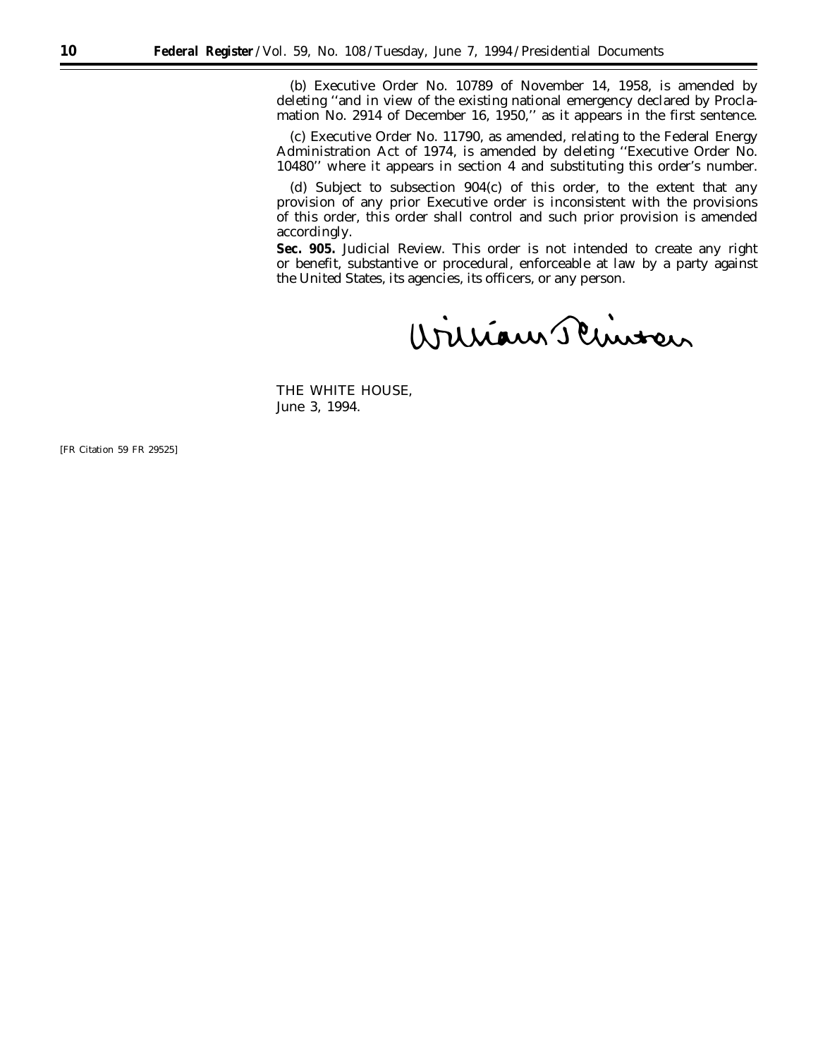(b) Executive Order No. 10789 of November 14, 1958, is amended by deleting ''and in view of the existing national emergency declared by Proclamation No. 2914 of December 16, 1950,'' as it appears in the first sentence.

(c) Executive Order No. 11790, as amended, relating to the Federal Energy Administration Act of 1974, is amended by deleting ''Executive Order No. 10480'' where it appears in section 4 and substituting this order's number.

(d) Subject to subsection 904(c) of this order, to the extent that any provision of any prior Executive order is inconsistent with the provisions of this order, this order shall control and such prior provision is amended accordingly.

**Sec. 905.** Judicial Review. This order is not intended to create any right or benefit, substantive or procedural, enforceable at law by a party against the United States, its agencies, its officers, or any person.

William J. Clinton

THE WHITE HOUSE,
June 3, 1994.

[FR Citation 59 FR 29525]